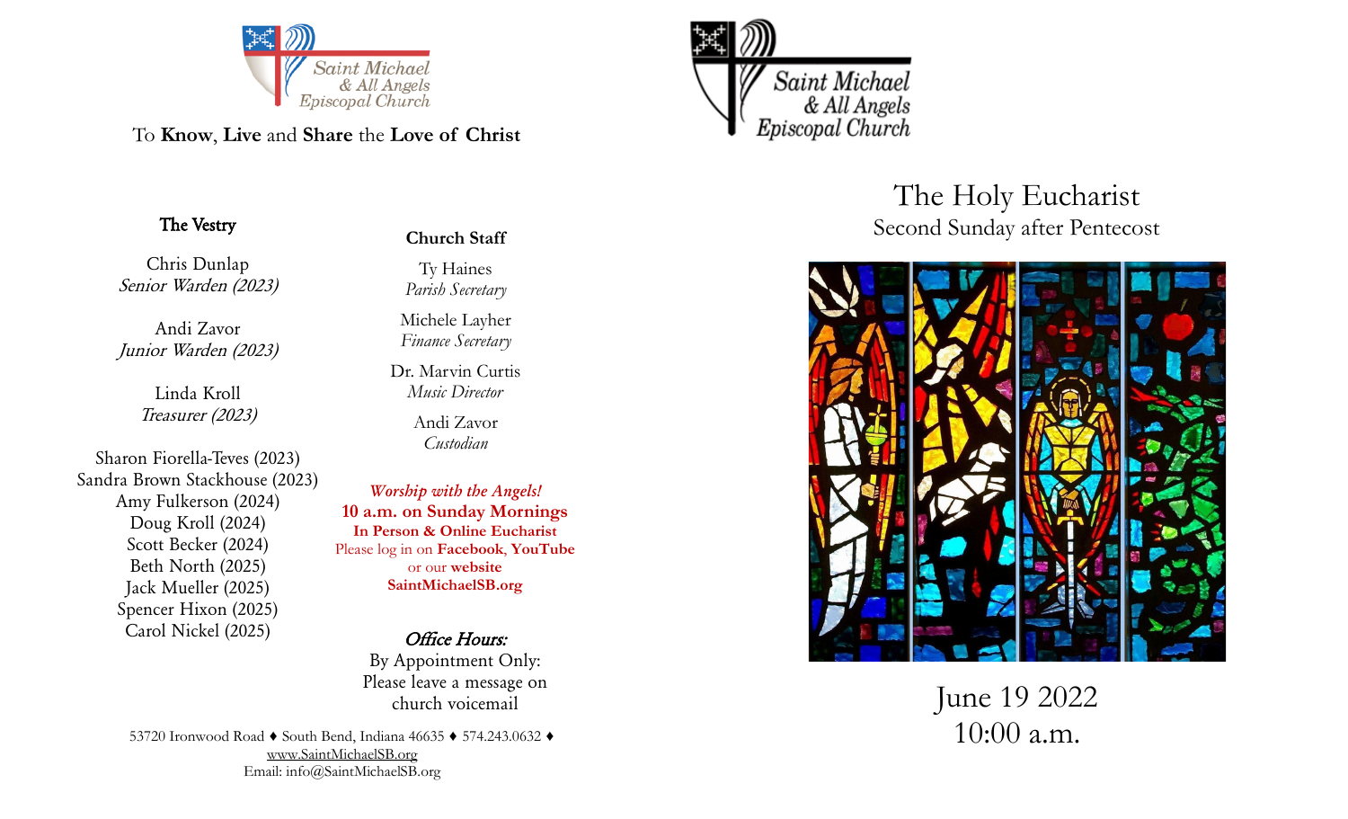Saint Michael & All Angels Episcopal Church

To **Know**, **Live** and **Share** the **Love of Christ**

### The Vestry

Chris Dunlap
*Senior Warden (2023)*

Andi Zavor
*Junior Warden (2023)*

Linda Kroll
*Treasurer (2023)*

Sharon Fiorella-Teves (2023)
Sandra Brown Stackhouse (2023)
Amy Fulkerson (2024)
Doug Kroll (2024)
Scott Becker (2024)
Beth North (2025)
Jack Mueller (2025)
Spencer Hixon (2025)
Carol Nickel (2025)

### Church Staff

Ty Haines
*Parish Secretary*

Michele Layher
*Finance Secretary*

Dr. Marvin Curtis
*Music Director*

Andi Zavor
*Custodian*

***Worship with the Angels!***
**10 a.m. on Sunday Mornings**
**In Person & Online Eucharist**
Please log in on **Facebook**, **YouTube**
or our **website**
**SaintMichaelSB.org**

***Office Hours:***
By Appointment Only:
Please leave a message on
church voicemail

53720 Ironwood Road ♦ South Bend, Indiana 46635 ♦ 574.243.0632 ♦
www.SaintMichaelSB.org
Email: info@SaintMichaelSB.org

Saint Michael & All Angels Episcopal Church

# The Holy Eucharist
## Second Sunday after Pentecost

June 19 2022
10:00 a.m.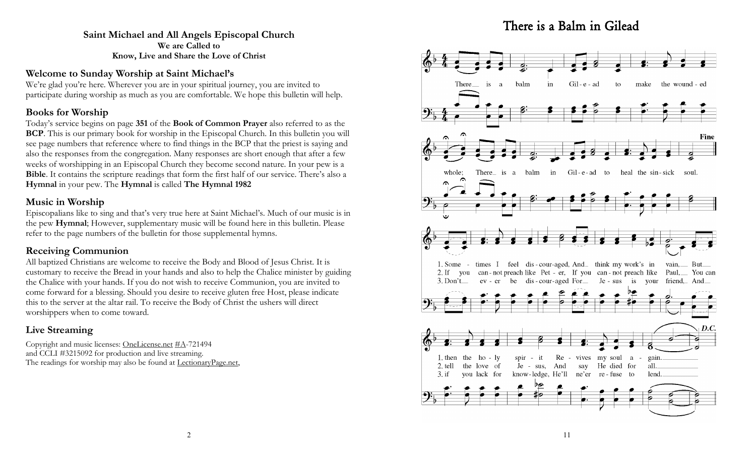**Saint Michael and All Angels Episcopal Church**
**We are Called to**
**Know, Live and Share the Love of Christ**

## Welcome to Sunday Worship at Saint Michael's

We're glad you're here. Wherever you are in your spiritual journey, you are invited to participate during worship as much as you are comfortable. We hope this bulletin will help.

## Books for Worship

Today's service begins on page **351** of the **Book of Common Prayer** also referred to as the **BCP**. This is our primary book for worship in the Episcopal Church. In this bulletin you will see page numbers that reference where to find things in the BCP that the priest is saying and also the responses from the congregation. Many responses are short enough that after a few weeks of worshipping in an Episcopal Church they become second nature. In your pew is a **Bible**. It contains the scripture readings that form the first half of our service. There's also a **Hymnal** in your pew. The **Hymnal** is called **The Hymnal 1982**

## Music in Worship

Episcopalians like to sing and that's very true here at Saint Michael's. Much of our music is in the pew **Hymnal**; However, supplementary music will be found here in this bulletin. Please refer to the page numbers of the bulletin for those supplemental hymns.

## Receiving Communion

All baptized Christians are welcome to receive the Body and Blood of Jesus Christ. It is customary to receive the Bread in your hands and also to help the Chalice minister by guiding the Chalice with your hands. If you do not wish to receive Communion, you are invited to come forward for a blessing. Should you desire to receive gluten free Host, please indicate this to the server at the altar rail. To receive the Body of Christ the ushers will direct worshippers when to come toward.

## Live Streaming

Copyright and music licenses: OneLicense.net #A-721494
and CCLI #3215092 for production and live streaming.
The readings for worship may also be found at LectionaryPage.net,

# There is a Balm in Gilead

There is a balm in Gilead to make the wounded whole; There is a balm in Gilead to heal the sin-sick soul. *Fine*

1. Sometimes I feel discouraged, And think my work's in vain, But then the holy spirit Revives my soul again.
2. If you cannot preach like Peter, If you cannot preach like Paul, You can tell the love of Jesus, And say He died for all.
3. Don't ever be discouraged For Jesus is your friend, And if you lack for knowledge, He'll ne'er refuse to lend. *D.C.*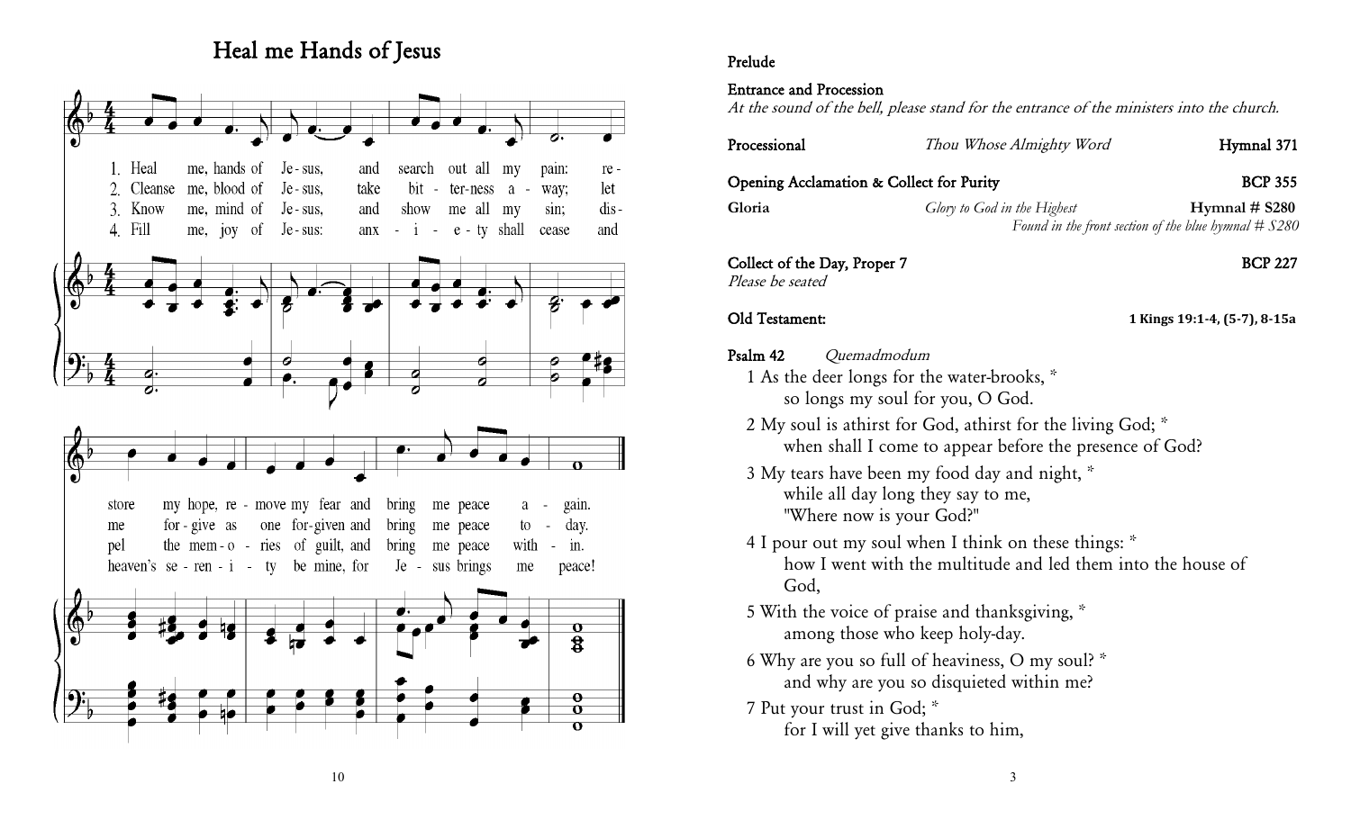## Heal me Hands of Jesus

1. Heal me, hands of Jesus, and search out all my pain: restore my hope, remove my fear and bring me peace again.
2. Cleanse me, blood of Jesus, take bitterness away; let me forgive as one forgiven and bring me peace today.
3. Know me, mind of Jesus, and show me all my sin; dispel the memories of guilt, and bring me peace within.
4. Fill me, joy of Jesus: anxiety shall cease and heaven's serenity be mine, for Jesus brings me peace!

**Prelude**

**Entrance and Procession**
*At the sound of the bell, please stand for the entrance of the ministers into the church.*

**Processional** *Thou Whose Almighty Word* **Hymnal 371**

**Opening Acclamation & Collect for Purity** **BCP 355**

**Gloria** *Glory to God in the Highest* **Hymnal # S280**
*Found in the front section of the blue hymnal # S280*

**Collect of the Day, Proper 7** **BCP 227**
*Please be seated*

**Old Testament:** **1 Kings 19:1-4, (5-7), 8-15a**

**Psalm 42** *Quemadmodum*

1 As the deer longs for the water-brooks, *
so longs my soul for you, O God.

2 My soul is athirst for God, athirst for the living God; *
when shall I come to appear before the presence of God?

3 My tears have been my food day and night, *
while all day long they say to me,
"Where now is your God?"

4 I pour out my soul when I think on these things: *
how I went with the multitude and led them into the house of God,

5 With the voice of praise and thanksgiving, *
among those who keep holy-day.

6 Why are you so full of heaviness, O my soul? *
and why are you so disquieted within me?

7 Put your trust in God; *
for I will yet give thanks to him,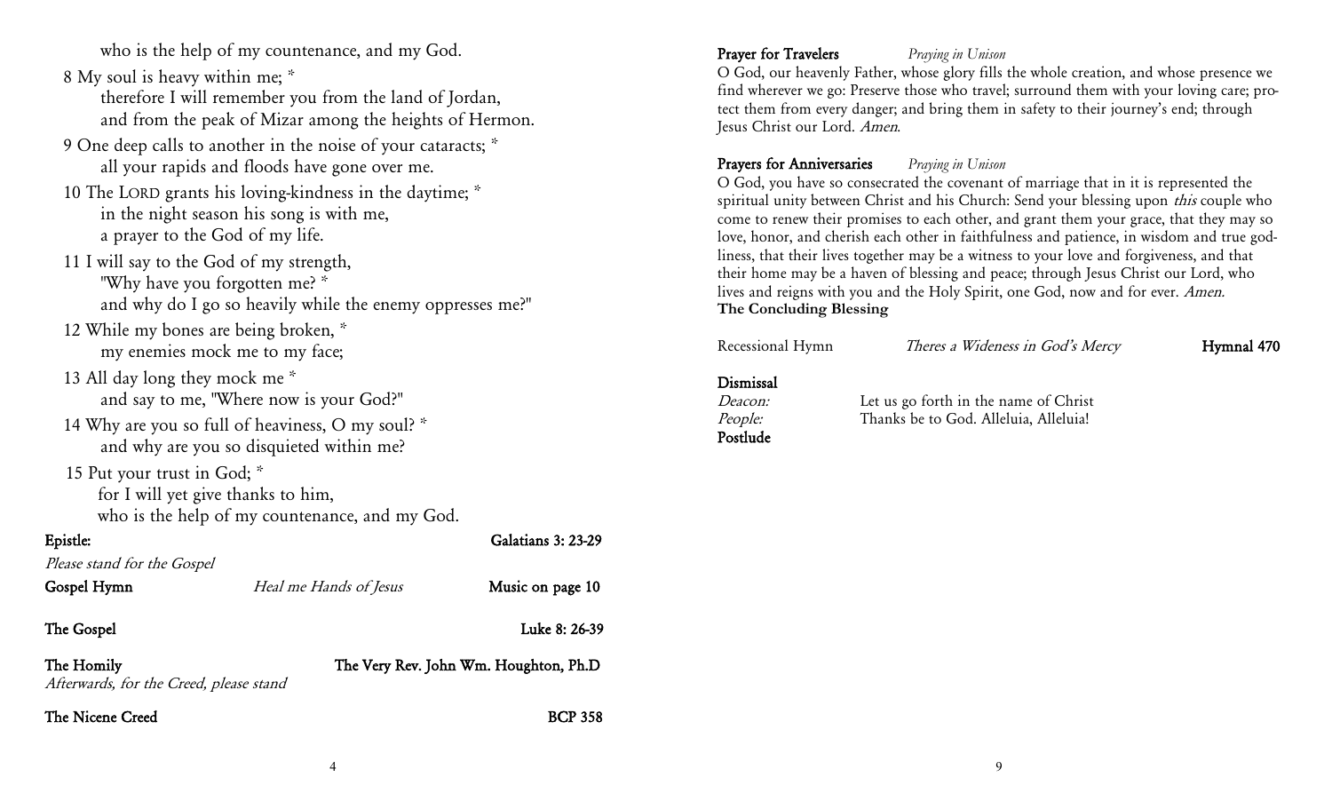who is the help of my countenance, and my God.

8 My soul is heavy within me; *
therefore I will remember you from the land of Jordan,
and from the peak of Mizar among the heights of Hermon.

9 One deep calls to another in the noise of your cataracts; *
all your rapids and floods have gone over me.

10 The LORD grants his loving-kindness in the daytime; *
in the night season his song is with me,
a prayer to the God of my life.

11 I will say to the God of my strength,
"Why have you forgotten me? *
and why do I go so heavily while the enemy oppresses me?"

12 While my bones are being broken, *
my enemies mock me to my face;

13 All day long they mock me *
and say to me, "Where now is your God?"

14 Why are you so full of heaviness, O my soul? *
and why are you so disquieted within me?

15 Put your trust in God; *
for I will yet give thanks to him,
who is the help of my countenance, and my God.

**Epistle:** Galatians 3: 23-29

*Please stand for the Gospel*

**Gospel Hymn** *Heal me Hands of Jesus* Music on page 10

**The Gospel** Luke 8: 26-39

**The Homily** The Very Rev. John Wm. Houghton, Ph.D

*Afterwards, for the Creed, please stand*

**The Nicene Creed** BCP 358

**Prayer for Travelers** *Praying in Unison*

O God, our heavenly Father, whose glory fills the whole creation, and whose presence we find wherever we go: Preserve those who travel; surround them with your loving care; protect them from every danger; and bring them in safety to their journey's end; through Jesus Christ our Lord. *Amen.*

**Prayers for Anniversaries** *Praying in Unison*

O God, you have so consecrated the covenant of marriage that in it is represented the spiritual unity between Christ and his Church: Send your blessing upon *this* couple who come to renew their promises to each other, and grant them your grace, that they may so love, honor, and cherish each other in faithfulness and patience, in wisdom and true godliness, that their lives together may be a witness to your love and forgiveness, and that their home may be a haven of blessing and peace; through Jesus Christ our Lord, who lives and reigns with you and the Holy Spirit, one God, now and for ever. *Amen.*

**The Concluding Blessing**

Recessional Hymn *Theres a Wideness in God's Mercy* **Hymnal 470**

**Dismissal**

*Deacon:* Let us go forth in the name of Christ
*People:* Thanks be to God. Alleluia, Alleluia!

**Postlude**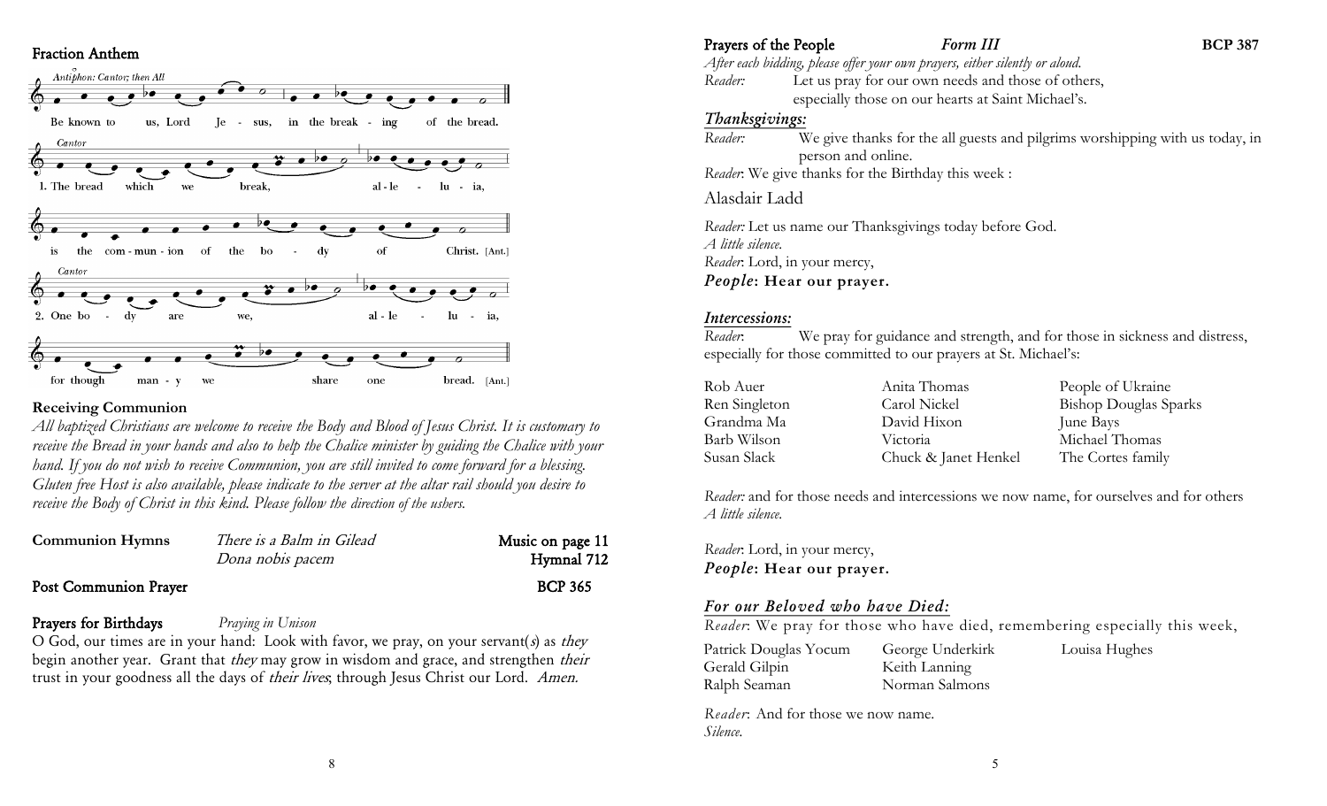## Fraction Anthem

*Antiphon: Cantor; then All*

Be known to us, Lord Jesus, in the breaking of the bread.

*Cantor*

1. The bread which we break, alleluia, is the communion of the body of Christ. [Ant.]

*Cantor*

2. One body are we, alleluia, for though many we share one bread. [Ant.]

### Receiving Communion

*All baptized Christians are welcome to receive the Body and Blood of Jesus Christ. It is customary to receive the Bread in your hands and also to help the Chalice minister by guiding the Chalice with your hand. If you do not wish to receive Communion, you are still invited to come forward for a blessing. Gluten free Host is also available, please indicate to the server at the altar rail should you desire to receive the Body of Christ in this kind. Please follow the direction of the ushers.*

| **Communion Hymns** | *There is a Balm in Gilead* | Music on page 11 |
|---|---|---|
| | *Dona nobis pacem* | Hymnal 712 |

**Post Communion Prayer** BCP 365

**Prayers for Birthdays** *Praying in Unison*

O God, our times are in your hand: Look with favor, we pray, on your servant(*s*) as *they* begin another year. Grant that *they* may grow in wisdom and grace, and strengthen *their* trust in your goodness all the days of *their lives*; through Jesus Christ our Lord. *Amen.*

## Prayers of the People *Form III* BCP 387

*After each bidding, please offer your own prayers, either silently or aloud.*

*Reader:* Let us pray for our own needs and those of others, especially those on our hearts at Saint Michael's.

### *Thanksgivings:*

*Reader:* We give thanks for the all guests and pilgrims worshipping with us today, in person and online.

*Reader*: We give thanks for the Birthday this week :

Alasdair Ladd

*Reader:* Let us name our Thanksgivings today before God.
*A little silence.*
*Reader*: Lord, in your mercy,
***People*: Hear our prayer.**

### *Intercessions:*

*Reader*: We pray for guidance and strength, and for those in sickness and distress, especially for those committed to our prayers at St. Michael's:

| | | |
|---|---|---|
| Rob Auer | Anita Thomas | People of Ukraine |
| Ren Singleton | Carol Nickel | Bishop Douglas Sparks |
| Grandma Ma | David Hixon | June Bays |
| Barb Wilson | Victoria | Michael Thomas |
| Susan Slack | Chuck & Janet Henkel | The Cortes family |

*Reader:* and for those needs and intercessions we now name, for ourselves and for others
*A little silence.*

*Reader*: Lord, in your mercy,
***People*: Hear our prayer.**

### *For our Beloved who have Died:*

*Reader*: We pray for those who have died, remembering especially this week,

| | | |
|---|---|---|
| Patrick Douglas Yocum | George Underkirk | Louisa Hughes |
| Gerald Gilpin | Keith Lanning | |
| Ralph Seaman | Norman Salmons | |

*Reader*: And for those we now name.
*Silence.*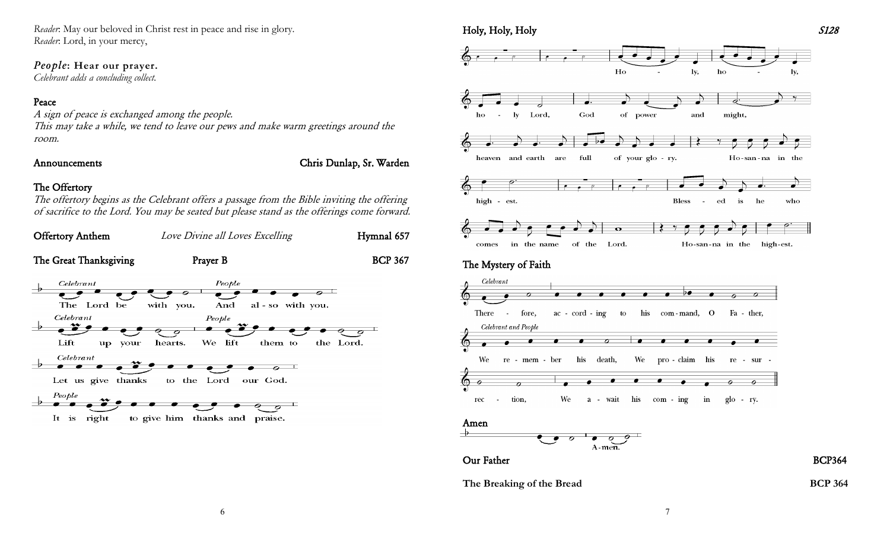*Reader*: May our beloved in Christ rest in peace and rise in glory.
*Reader*: Lord, in your mercy,

***People*: Hear our prayer.**
*Celebrant adds a concluding collect.*

### Peace

*A sign of peace is exchanged among the people.*
*This may take a while, we tend to leave our pews and make warm greetings around the room.*

### Announcements — Chris Dunlap, Sr. Warden

### The Offertory

*The offertory begins as the Celebrant offers a passage from the Bible inviting the offering of sacrifice to the Lord. You may be seated but please stand as the offerings come forward.*

**Offertory Anthem** — *Love Divine all Loves Excelling* — **Hymnal 657**

**The Great Thanksgiving** — **Prayer B** — **BCP 367**

*Celebrant* The Lord be with you.
*People* And also with you.
*Celebrant* Lift up your hearts.
*People* We lift them to the Lord.
*Celebrant* Let us give thanks to the Lord our God.
*People* It is right to give him thanks and praise.

### Holy, Holy, Holy — *S128*

Holy, holy, holy Lord, God of power and might, heaven and earth are full of your glory. Hosanna in the highest. Blessed is he who comes in the name of the Lord. Hosanna in the highest.

### The Mystery of Faith

*Celebrant* Therefore, according to his command, O Father,
*Celebrant and People* We remember his death, We proclaim his resurrection, We await his coming in glory.

### Amen

A-men.

**Our Father** — **BCP364**

**The Breaking of the Bread** — **BCP 364**